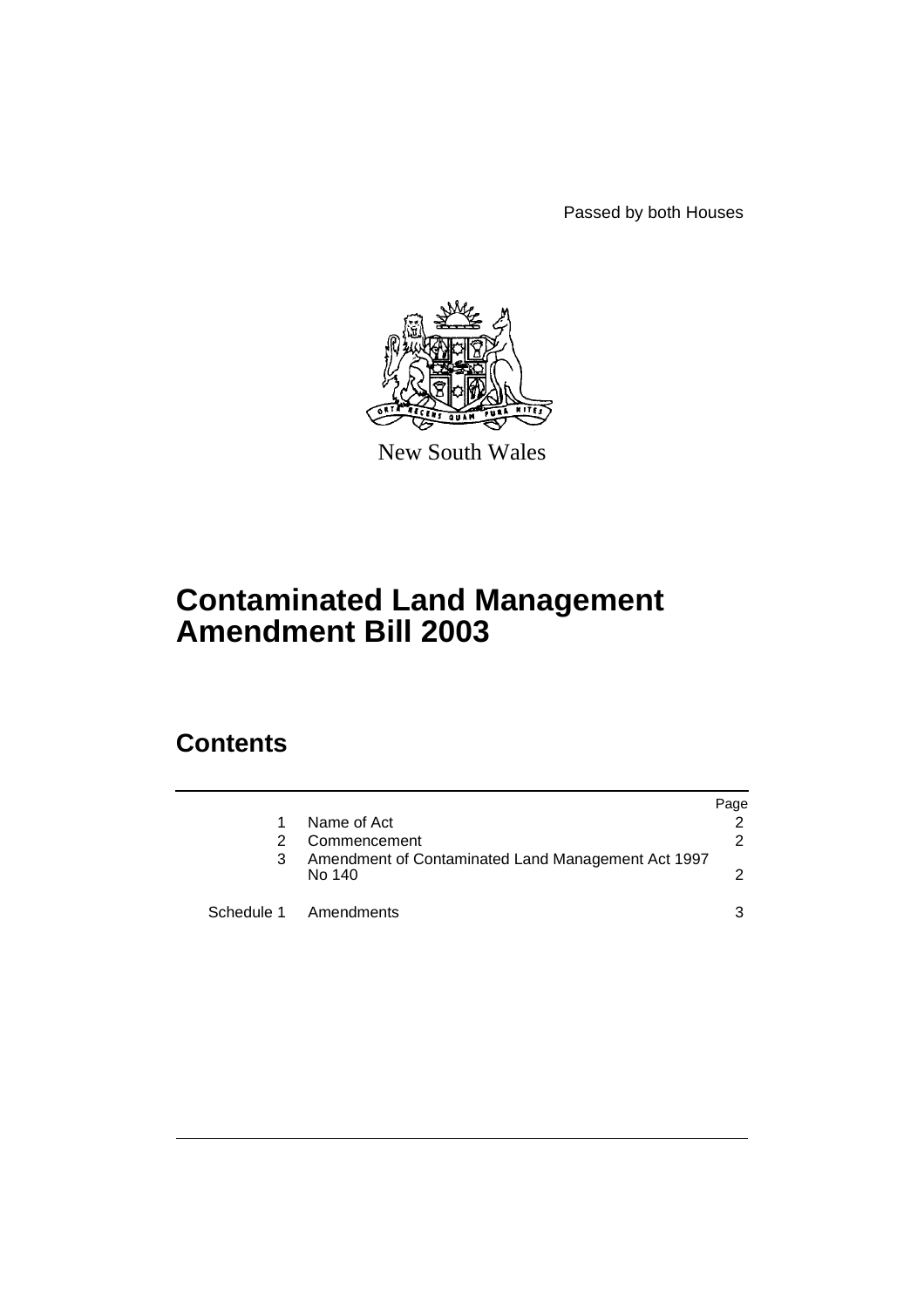Passed by both Houses

New South Wales

# Contaminated Land Management Amendment Bill 2003

## Contents

| | | Page |
|---|---|---|
| 1 | Name of Act | 2 |
| 2 | Commencement | 2 |
| 3 | Amendment of Contaminated Land Management Act 1997 No 140 | 2 |
| Schedule 1 | Amendments | 3 |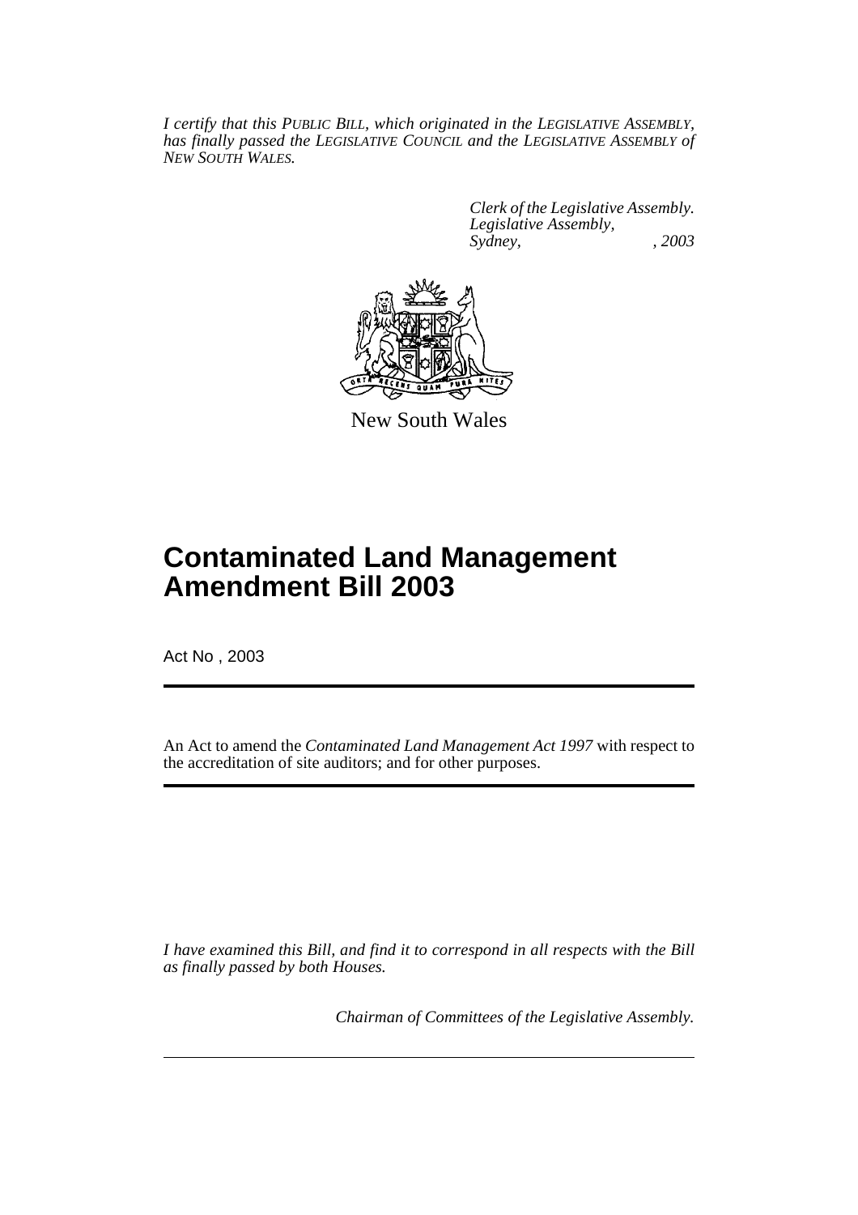*I certify that this PUBLIC BILL, which originated in the LEGISLATIVE ASSEMBLY, has finally passed the LEGISLATIVE COUNCIL and the LEGISLATIVE ASSEMBLY of NEW SOUTH WALES.*

*Clerk of the Legislative Assembly.*
*Legislative Assembly,*
*Sydney, , 2003*

New South Wales

# Contaminated Land Management Amendment Bill 2003

Act No , 2003

An Act to amend the *Contaminated Land Management Act 1997* with respect to the accreditation of site auditors; and for other purposes.

*I have examined this Bill, and find it to correspond in all respects with the Bill as finally passed by both Houses.*

*Chairman of Committees of the Legislative Assembly.*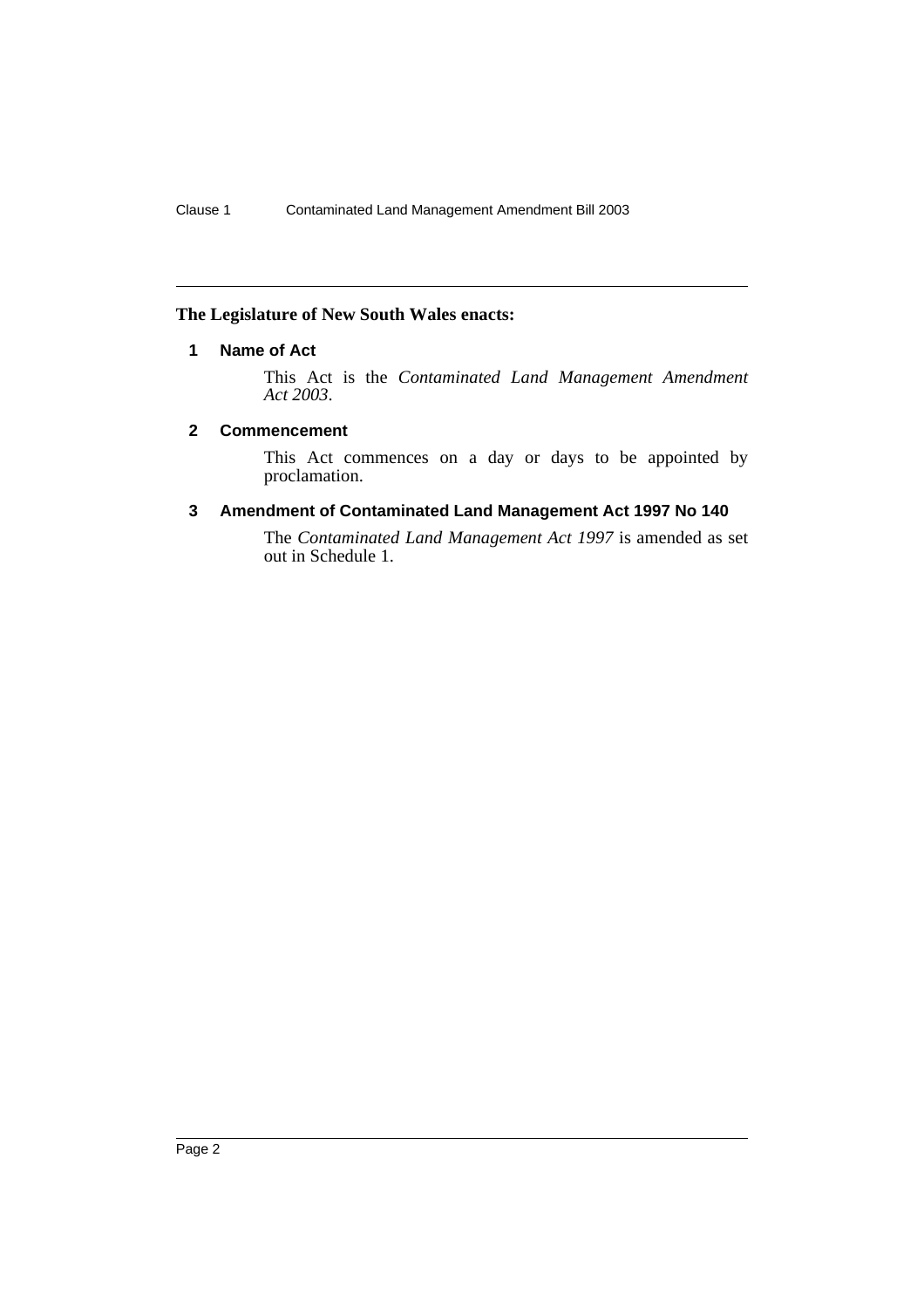**The Legislature of New South Wales enacts:**

### 1 Name of Act

This Act is the *Contaminated Land Management Amendment Act 2003*.

### 2 Commencement

This Act commences on a day or days to be appointed by proclamation.

### 3 Amendment of Contaminated Land Management Act 1997 No 140

The *Contaminated Land Management Act 1997* is amended as set out in Schedule 1.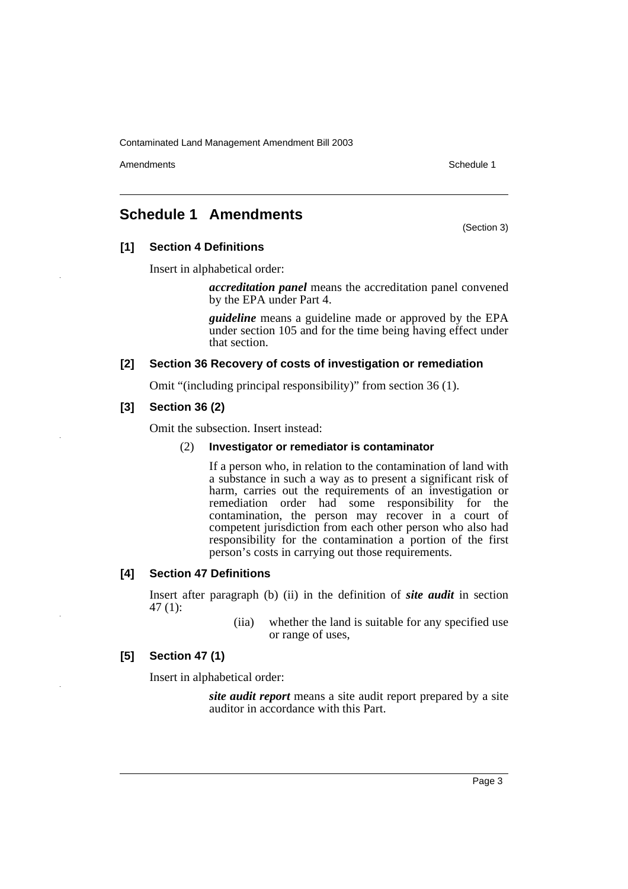## Schedule 1 Amendments

(Section 3)

### [1] Section 4 Definitions

Insert in alphabetical order:

> ***accreditation panel*** means the accreditation panel convened by the EPA under Part 4.
>
> ***guideline*** means a guideline made or approved by the EPA under section 105 and for the time being having effect under that section.

### [2] Section 36 Recovery of costs of investigation or remediation

Omit "(including principal responsibility)" from section 36 (1).

### [3] Section 36 (2)

Omit the subsection. Insert instead:

> (2) **Investigator or remediator is contaminator**
>
> If a person who, in relation to the contamination of land with a substance in such a way as to present a significant risk of harm, carries out the requirements of an investigation or remediation order had some responsibility for the contamination, the person may recover in a court of competent jurisdiction from each other person who also had responsibility for the contamination a portion of the first person's costs in carrying out those requirements.

### [4] Section 47 Definitions

Insert after paragraph (b) (ii) in the definition of ***site audit*** in section 47 (1):

> (iia) whether the land is suitable for any specified use or range of uses,

### [5] Section 47 (1)

Insert in alphabetical order:

> ***site audit report*** means a site audit report prepared by a site auditor in accordance with this Part.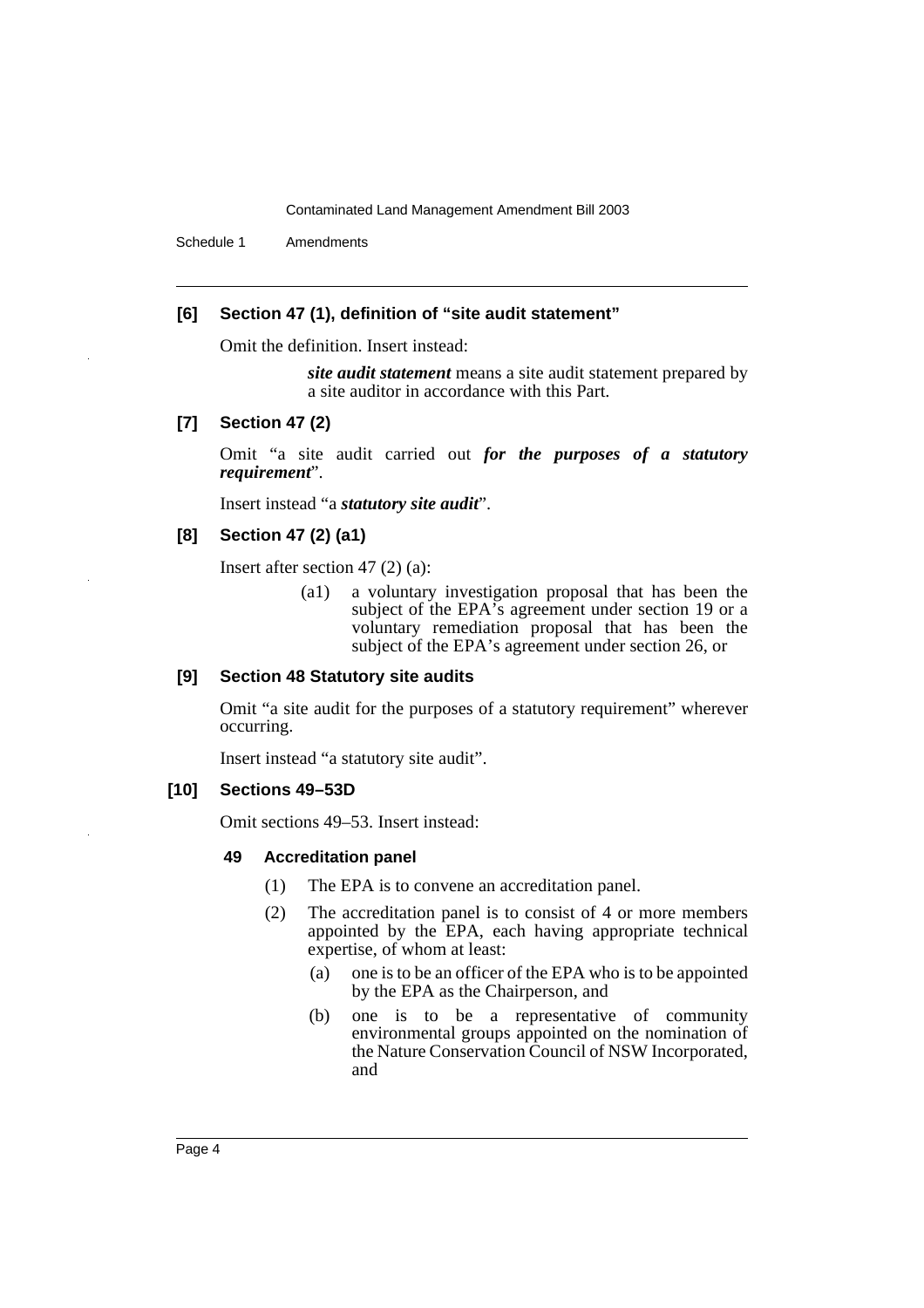### [6] Section 47 (1), definition of "site audit statement"

Omit the definition. Insert instead:

> ***site audit statement*** means a site audit statement prepared by a site auditor in accordance with this Part.

### [7] Section 47 (2)

Omit "a site audit carried out ***for the purposes of a statutory requirement***".

Insert instead "a ***statutory site audit***".

### [8] Section 47 (2) (a1)

Insert after section 47 (2) (a):

> (a1) a voluntary investigation proposal that has been the subject of the EPA's agreement under section 19 or a voluntary remediation proposal that has been the subject of the EPA's agreement under section 26, or

### [9] Section 48 Statutory site audits

Omit "a site audit for the purposes of a statutory requirement" wherever occurring.

Insert instead "a statutory site audit".

### [10] Sections 49–53D

Omit sections 49–53. Insert instead:

#### 49 Accreditation panel

(1) The EPA is to convene an accreditation panel.

(2) The accreditation panel is to consist of 4 or more members appointed by the EPA, each having appropriate technical expertise, of whom at least:

- (a) one is to be an officer of the EPA who is to be appointed by the EPA as the Chairperson, and
- (b) one is to be a representative of community environmental groups appointed on the nomination of the Nature Conservation Council of NSW Incorporated, and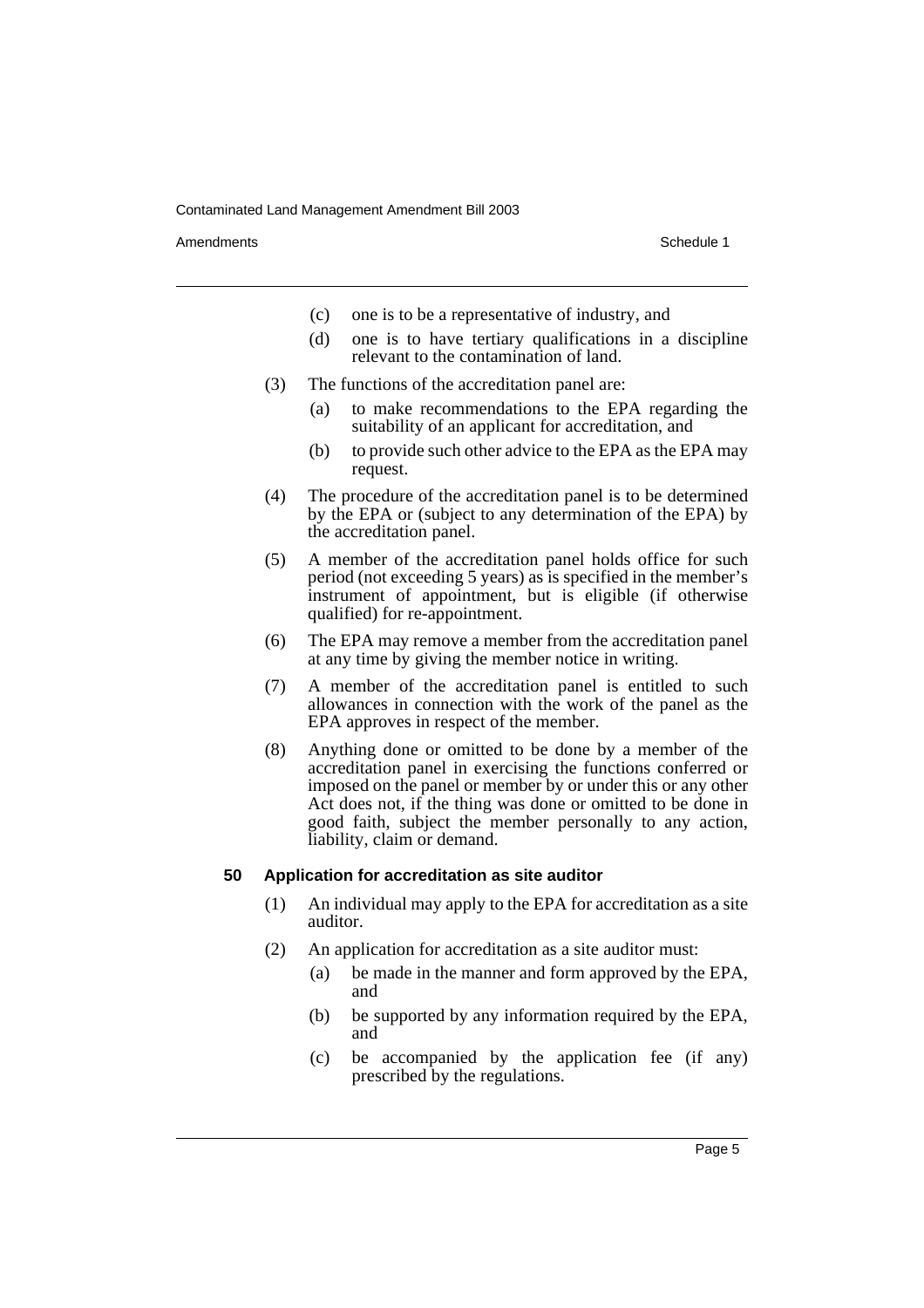(c) one is to be a representative of industry, and

(d) one is to have tertiary qualifications in a discipline relevant to the contamination of land.

(3) The functions of the accreditation panel are:

(a) to make recommendations to the EPA regarding the suitability of an applicant for accreditation, and

(b) to provide such other advice to the EPA as the EPA may request.

(4) The procedure of the accreditation panel is to be determined by the EPA or (subject to any determination of the EPA) by the accreditation panel.

(5) A member of the accreditation panel holds office for such period (not exceeding 5 years) as is specified in the member's instrument of appointment, but is eligible (if otherwise qualified) for re-appointment.

(6) The EPA may remove a member from the accreditation panel at any time by giving the member notice in writing.

(7) A member of the accreditation panel is entitled to such allowances in connection with the work of the panel as the EPA approves in respect of the member.

(8) Anything done or omitted to be done by a member of the accreditation panel in exercising the functions conferred or imposed on the panel or member by or under this or any other Act does not, if the thing was done or omitted to be done in good faith, subject the member personally to any action, liability, claim or demand.

### 50 Application for accreditation as site auditor

(1) An individual may apply to the EPA for accreditation as a site auditor.

(2) An application for accreditation as a site auditor must:

(a) be made in the manner and form approved by the EPA, and

(b) be supported by any information required by the EPA, and

(c) be accompanied by the application fee (if any) prescribed by the regulations.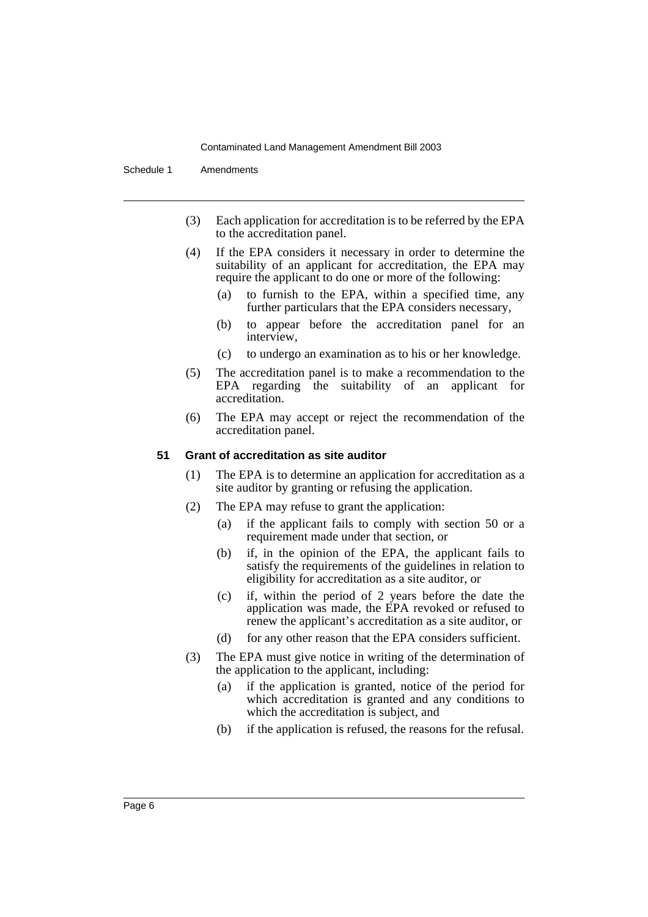(3) Each application for accreditation is to be referred by the EPA to the accreditation panel.

(4) If the EPA considers it necessary in order to determine the suitability of an applicant for accreditation, the EPA may require the applicant to do one or more of the following:

- (a) to furnish to the EPA, within a specified time, any further particulars that the EPA considers necessary,
- (b) to appear before the accreditation panel for an interview,
- (c) to undergo an examination as to his or her knowledge.

(5) The accreditation panel is to make a recommendation to the EPA regarding the suitability of an applicant for accreditation.

(6) The EPA may accept or reject the recommendation of the accreditation panel.

#### 51 Grant of accreditation as site auditor

(1) The EPA is to determine an application for accreditation as a site auditor by granting or refusing the application.

(2) The EPA may refuse to grant the application:

- (a) if the applicant fails to comply with section 50 or a requirement made under that section, or
- (b) if, in the opinion of the EPA, the applicant fails to satisfy the requirements of the guidelines in relation to eligibility for accreditation as a site auditor, or
- (c) if, within the period of 2 years before the date the application was made, the EPA revoked or refused to renew the applicant's accreditation as a site auditor, or
- (d) for any other reason that the EPA considers sufficient.

(3) The EPA must give notice in writing of the determination of the application to the applicant, including:

- (a) if the application is granted, notice of the period for which accreditation is granted and any conditions to which the accreditation is subject, and
- (b) if the application is refused, the reasons for the refusal.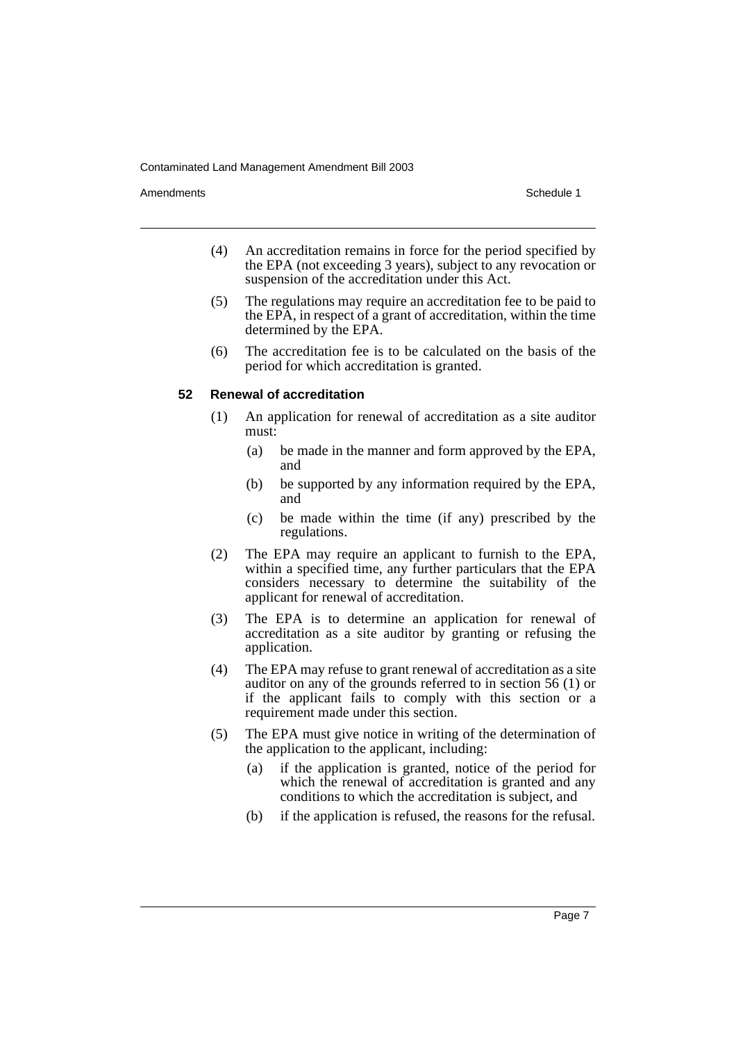(4) An accreditation remains in force for the period specified by the EPA (not exceeding 3 years), subject to any revocation or suspension of the accreditation under this Act.

(5) The regulations may require an accreditation fee to be paid to the EPA, in respect of a grant of accreditation, within the time determined by the EPA.

(6) The accreditation fee is to be calculated on the basis of the period for which accreditation is granted.

### 52 Renewal of accreditation

(1) An application for renewal of accreditation as a site auditor must:

- (a) be made in the manner and form approved by the EPA, and
- (b) be supported by any information required by the EPA, and
- (c) be made within the time (if any) prescribed by the regulations.

(2) The EPA may require an applicant to furnish to the EPA, within a specified time, any further particulars that the EPA considers necessary to determine the suitability of the applicant for renewal of accreditation.

(3) The EPA is to determine an application for renewal of accreditation as a site auditor by granting or refusing the application.

(4) The EPA may refuse to grant renewal of accreditation as a site auditor on any of the grounds referred to in section 56 (1) or if the applicant fails to comply with this section or a requirement made under this section.

(5) The EPA must give notice in writing of the determination of the application to the applicant, including:

- (a) if the application is granted, notice of the period for which the renewal of accreditation is granted and any conditions to which the accreditation is subject, and
- (b) if the application is refused, the reasons for the refusal.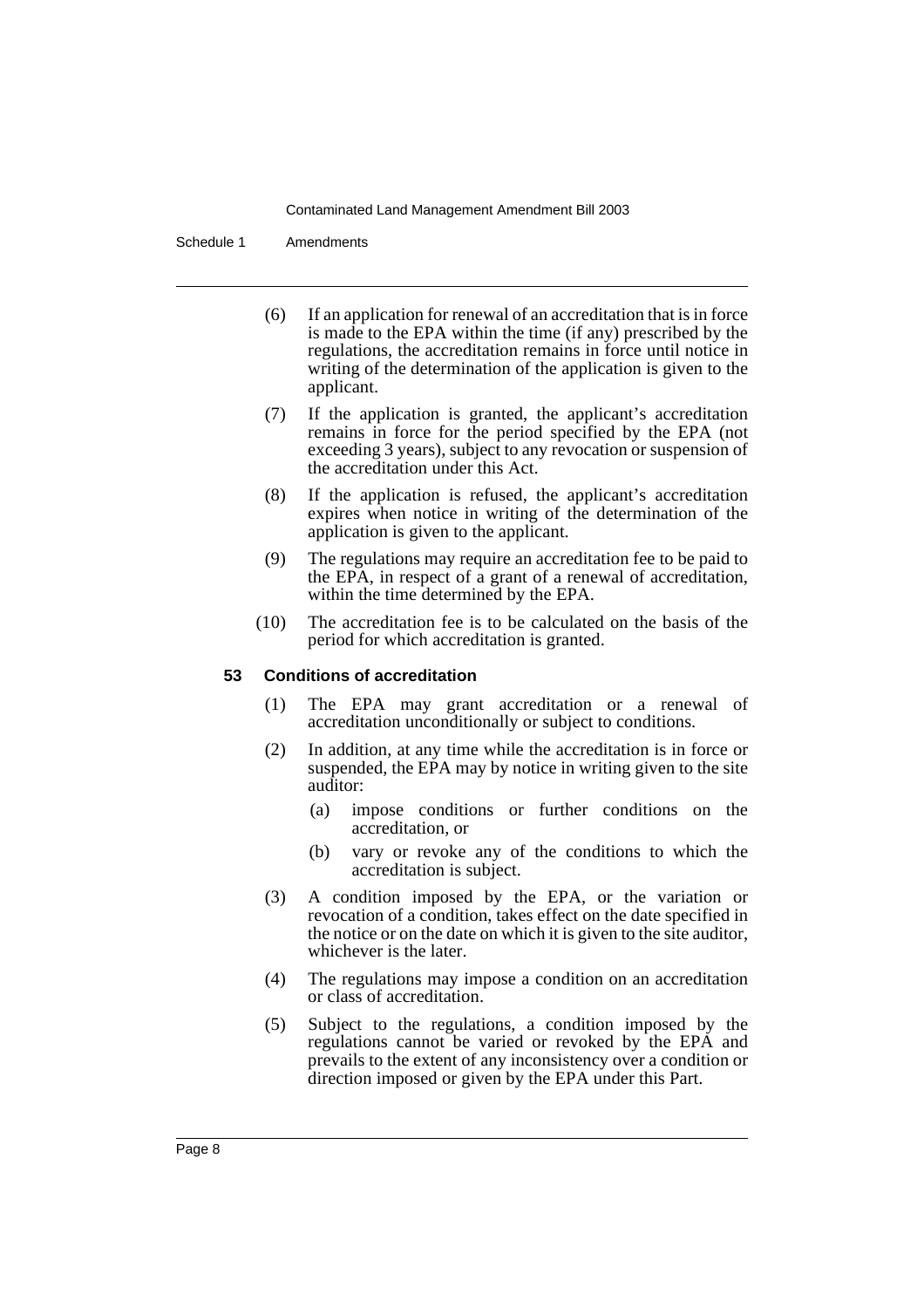(6) If an application for renewal of an accreditation that is in force is made to the EPA within the time (if any) prescribed by the regulations, the accreditation remains in force until notice in writing of the determination of the application is given to the applicant.

(7) If the application is granted, the applicant's accreditation remains in force for the period specified by the EPA (not exceeding 3 years), subject to any revocation or suspension of the accreditation under this Act.

(8) If the application is refused, the applicant's accreditation expires when notice in writing of the determination of the application is given to the applicant.

(9) The regulations may require an accreditation fee to be paid to the EPA, in respect of a grant of a renewal of accreditation, within the time determined by the EPA.

(10) The accreditation fee is to be calculated on the basis of the period for which accreditation is granted.

### 53 Conditions of accreditation

(1) The EPA may grant accreditation or a renewal of accreditation unconditionally or subject to conditions.

(2) In addition, at any time while the accreditation is in force or suspended, the EPA may by notice in writing given to the site auditor:

- (a) impose conditions or further conditions on the accreditation, or
- (b) vary or revoke any of the conditions to which the accreditation is subject.

(3) A condition imposed by the EPA, or the variation or revocation of a condition, takes effect on the date specified in the notice or on the date on which it is given to the site auditor, whichever is the later.

(4) The regulations may impose a condition on an accreditation or class of accreditation.

(5) Subject to the regulations, a condition imposed by the regulations cannot be varied or revoked by the EPA and prevails to the extent of any inconsistency over a condition or direction imposed or given by the EPA under this Part.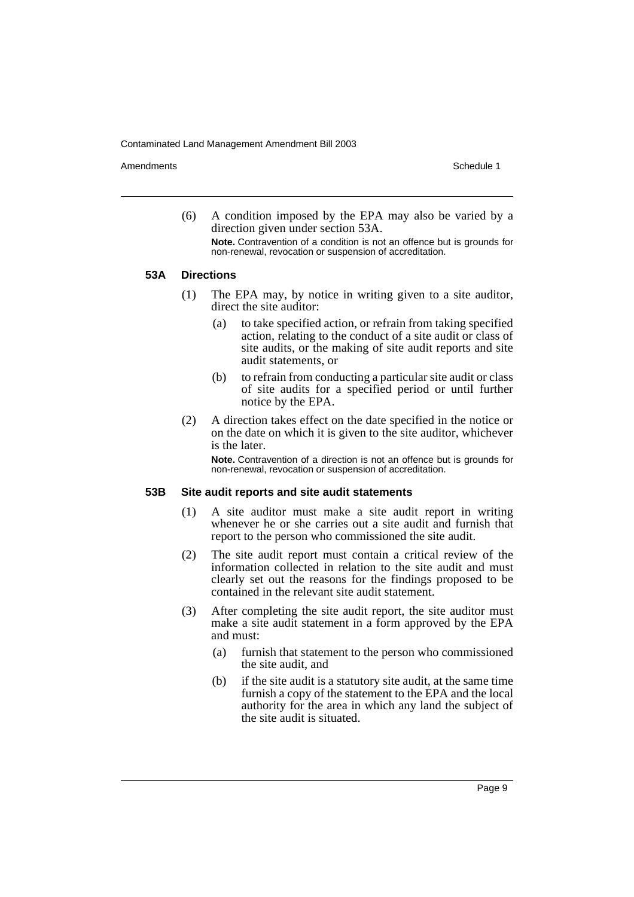(6) A condition imposed by the EPA may also be varied by a direction given under section 53A.

**Note.** Contravention of a condition is not an offence but is grounds for non-renewal, revocation or suspension of accreditation.

### 53A Directions

(1) The EPA may, by notice in writing given to a site auditor, direct the site auditor:

- (a) to take specified action, or refrain from taking specified action, relating to the conduct of a site audit or class of site audits, or the making of site audit reports and site audit statements, or
- (b) to refrain from conducting a particular site audit or class of site audits for a specified period or until further notice by the EPA.

(2) A direction takes effect on the date specified in the notice or on the date on which it is given to the site auditor, whichever is the later.

**Note.** Contravention of a direction is not an offence but is grounds for non-renewal, revocation or suspension of accreditation.

### 53B Site audit reports and site audit statements

(1) A site auditor must make a site audit report in writing whenever he or she carries out a site audit and furnish that report to the person who commissioned the site audit.

(2) The site audit report must contain a critical review of the information collected in relation to the site audit and must clearly set out the reasons for the findings proposed to be contained in the relevant site audit statement.

(3) After completing the site audit report, the site auditor must make a site audit statement in a form approved by the EPA and must:

- (a) furnish that statement to the person who commissioned the site audit, and
- (b) if the site audit is a statutory site audit, at the same time furnish a copy of the statement to the EPA and the local authority for the area in which any land the subject of the site audit is situated.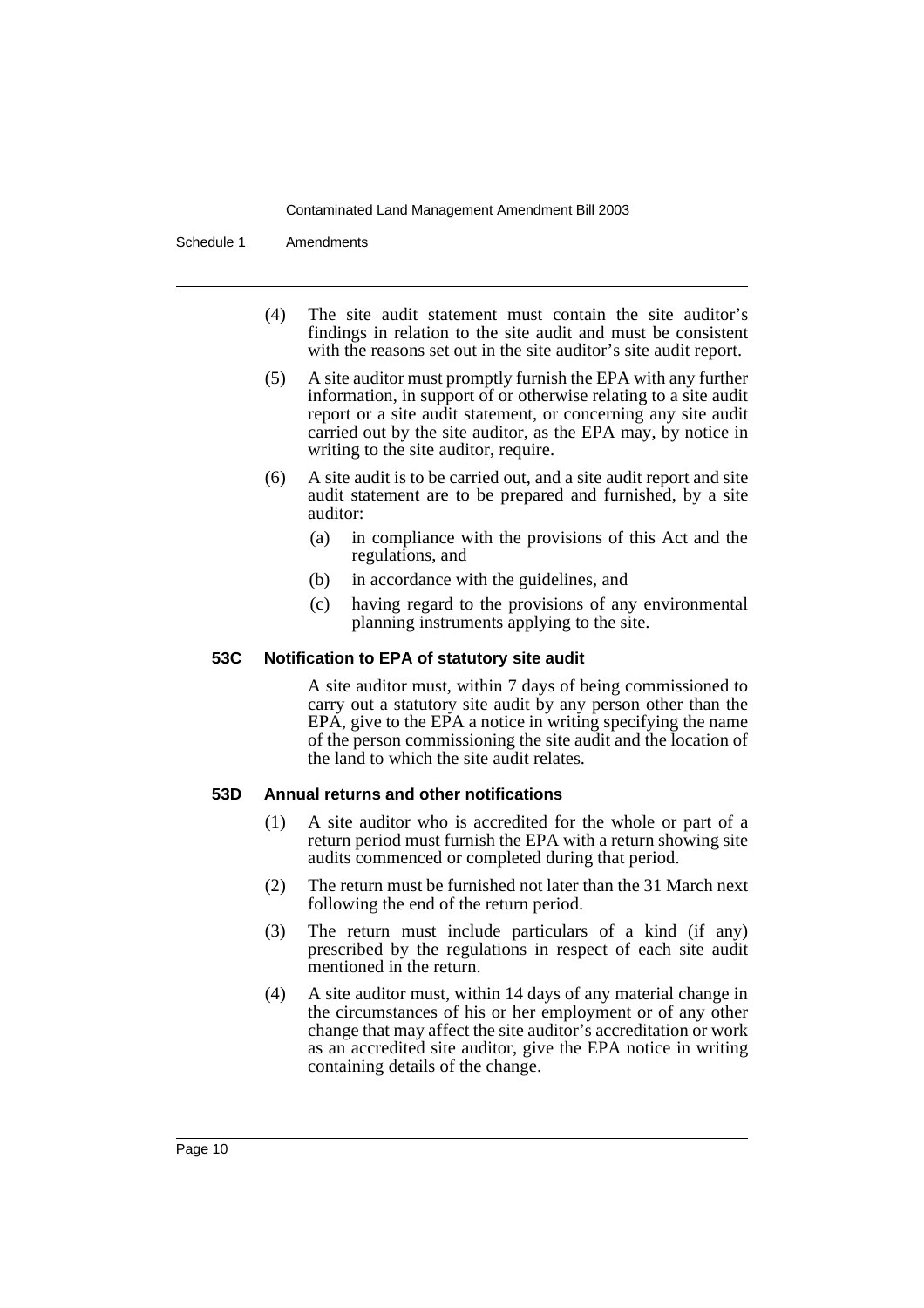(4) The site audit statement must contain the site auditor's findings in relation to the site audit and must be consistent with the reasons set out in the site auditor's site audit report.

(5) A site auditor must promptly furnish the EPA with any further information, in support of or otherwise relating to a site audit report or a site audit statement, or concerning any site audit carried out by the site auditor, as the EPA may, by notice in writing to the site auditor, require.

(6) A site audit is to be carried out, and a site audit report and site audit statement are to be prepared and furnished, by a site auditor:

- (a) in compliance with the provisions of this Act and the regulations, and
- (b) in accordance with the guidelines, and
- (c) having regard to the provisions of any environmental planning instruments applying to the site.

### 53C Notification to EPA of statutory site audit

A site auditor must, within 7 days of being commissioned to carry out a statutory site audit by any person other than the EPA, give to the EPA a notice in writing specifying the name of the person commissioning the site audit and the location of the land to which the site audit relates.

### 53D Annual returns and other notifications

(1) A site auditor who is accredited for the whole or part of a return period must furnish the EPA with a return showing site audits commenced or completed during that period.

(2) The return must be furnished not later than the 31 March next following the end of the return period.

(3) The return must include particulars of a kind (if any) prescribed by the regulations in respect of each site audit mentioned in the return.

(4) A site auditor must, within 14 days of any material change in the circumstances of his or her employment or of any other change that may affect the site auditor's accreditation or work as an accredited site auditor, give the EPA notice in writing containing details of the change.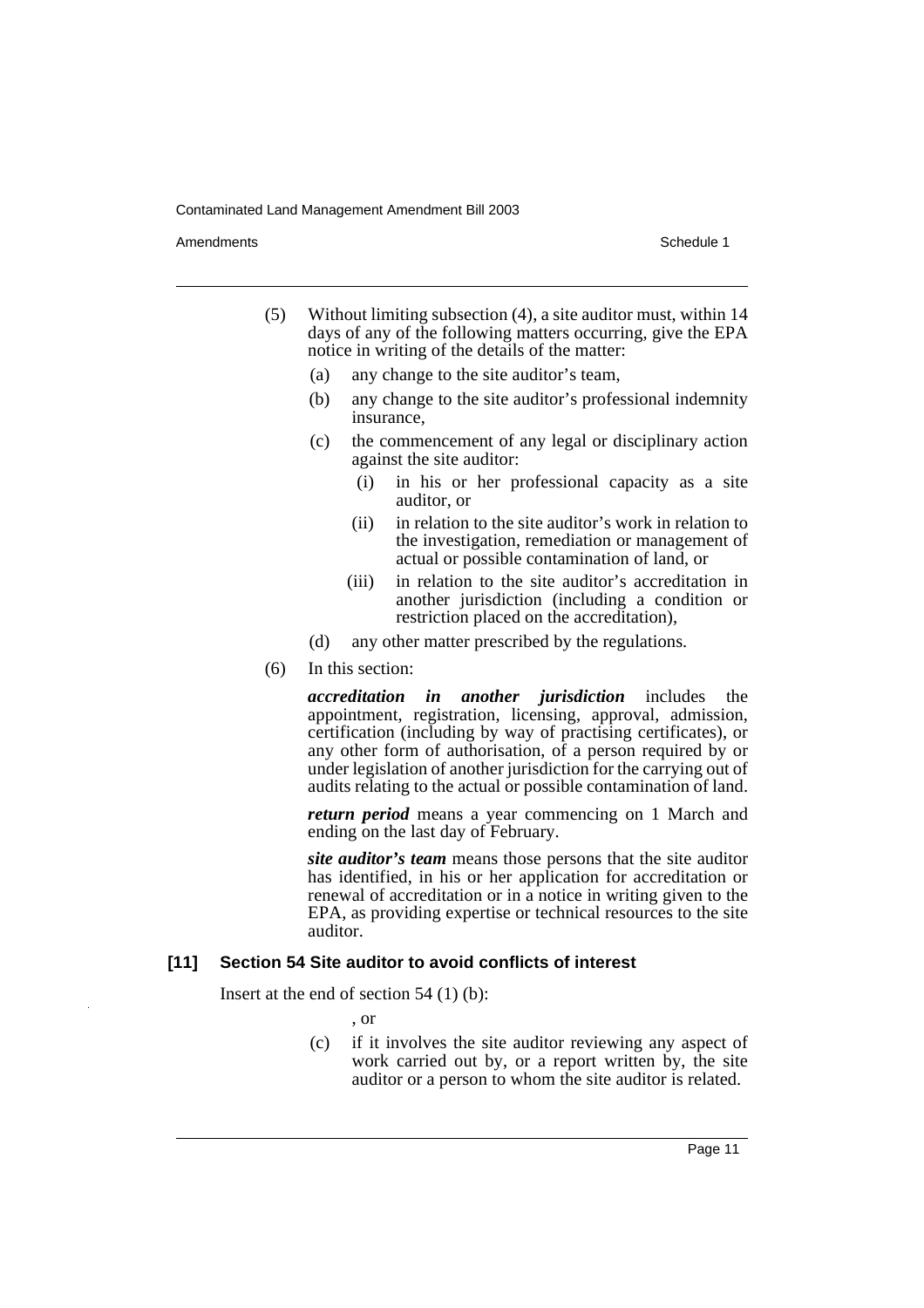(5) Without limiting subsection (4), a site auditor must, within 14 days of any of the following matters occurring, give the EPA notice in writing of the details of the matter:

(a) any change to the site auditor's team,

(b) any change to the site auditor's professional indemnity insurance,

(c) the commencement of any legal or disciplinary action against the site auditor:

(i) in his or her professional capacity as a site auditor, or

(ii) in relation to the site auditor's work in relation to the investigation, remediation or management of actual or possible contamination of land, or

(iii) in relation to the site auditor's accreditation in another jurisdiction (including a condition or restriction placed on the accreditation),

(d) any other matter prescribed by the regulations.

(6) In this section:

***accreditation in another jurisdiction*** includes the appointment, registration, licensing, approval, admission, certification (including by way of practising certificates), or any other form of authorisation, of a person required by or under legislation of another jurisdiction for the carrying out of audits relating to the actual or possible contamination of land.

***return period*** means a year commencing on 1 March and ending on the last day of February.

***site auditor's team*** means those persons that the site auditor has identified, in his or her application for accreditation or renewal of accreditation or in a notice in writing given to the EPA, as providing expertise or technical resources to the site auditor.

### [11] Section 54 Site auditor to avoid conflicts of interest

Insert at the end of section 54 (1) (b):

, or

(c) if it involves the site auditor reviewing any aspect of work carried out by, or a report written by, the site auditor or a person to whom the site auditor is related.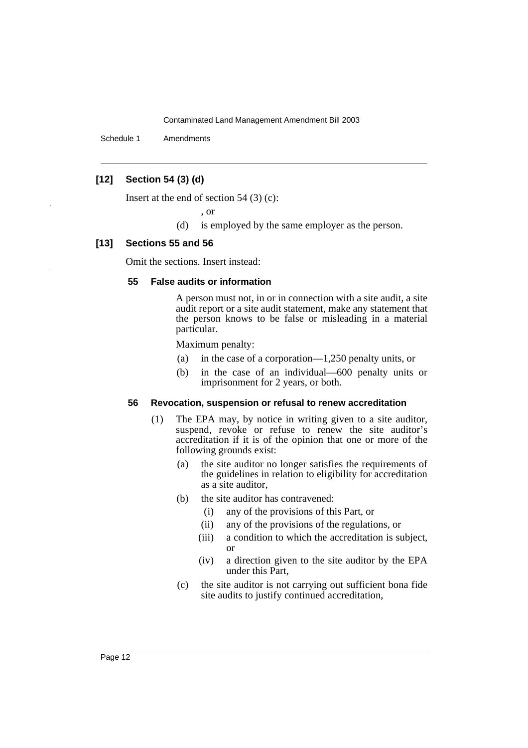### [12] Section 54 (3) (d)

Insert at the end of section 54 (3) (c):

, or

(d) is employed by the same employer as the person.

### [13] Sections 55 and 56

Omit the sections. Insert instead:

#### 55 False audits or information

A person must not, in or in connection with a site audit, a site audit report or a site audit statement, make any statement that the person knows to be false or misleading in a material particular.

Maximum penalty:

(a) in the case of a corporation—1,250 penalty units, or

(b) in the case of an individual—600 penalty units or imprisonment for 2 years, or both.

#### 56 Revocation, suspension or refusal to renew accreditation

(1) The EPA may, by notice in writing given to a site auditor, suspend, revoke or refuse to renew the site auditor's accreditation if it is of the opinion that one or more of the following grounds exist:

(a) the site auditor no longer satisfies the requirements of the guidelines in relation to eligibility for accreditation as a site auditor,

(b) the site auditor has contravened:

(i) any of the provisions of this Part, or

(ii) any of the provisions of the regulations, or

(iii) a condition to which the accreditation is subject, or

(iv) a direction given to the site auditor by the EPA under this Part,

(c) the site auditor is not carrying out sufficient bona fide site audits to justify continued accreditation,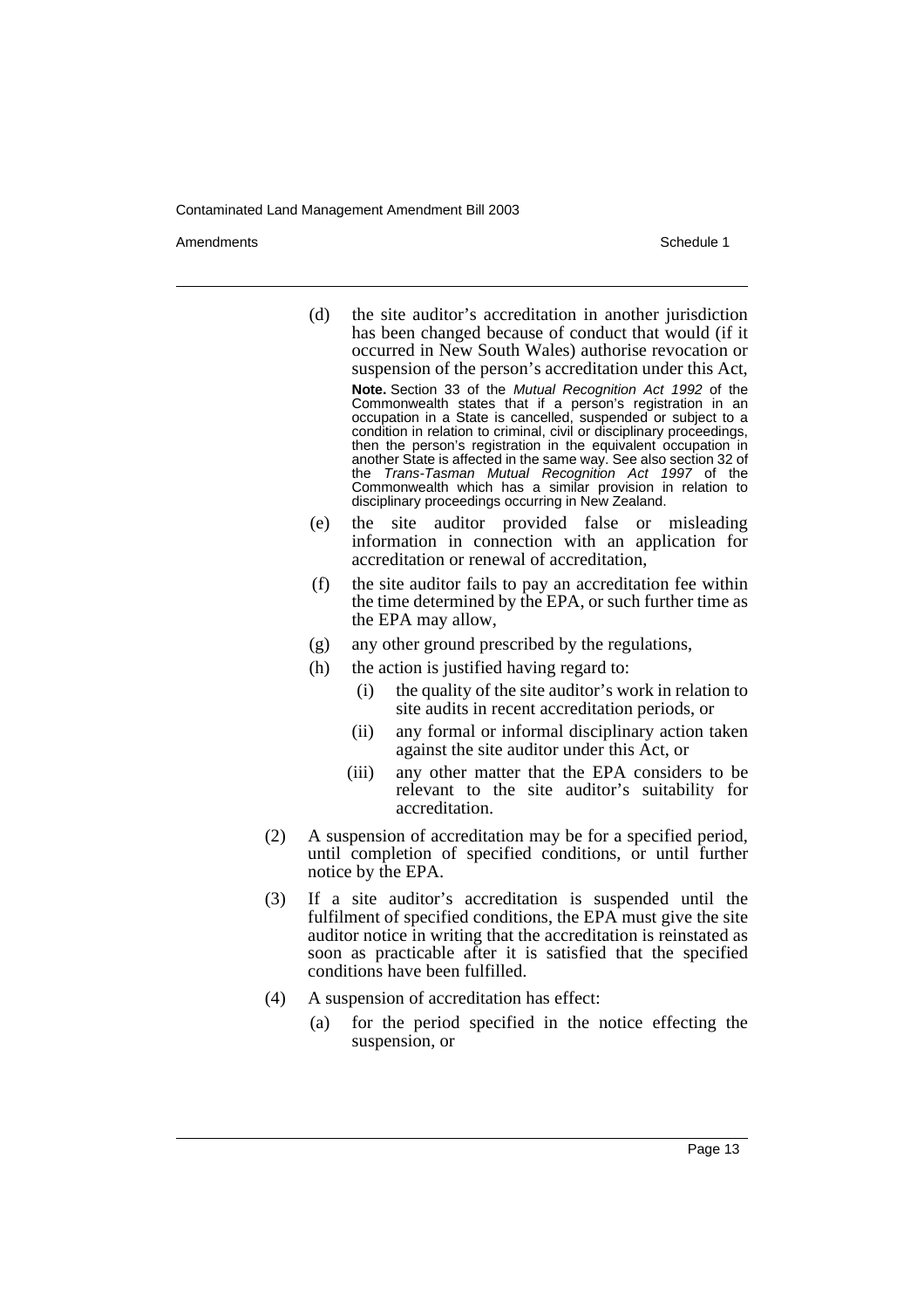(d) the site auditor's accreditation in another jurisdiction has been changed because of conduct that would (if it occurred in New South Wales) authorise revocation or suspension of the person's accreditation under this Act,

**Note.** Section 33 of the *Mutual Recognition Act 1992* of the Commonwealth states that if a person's registration in an occupation in a State is cancelled, suspended or subject to a condition in relation to criminal, civil or disciplinary proceedings, then the person's registration in the equivalent occupation in another State is affected in the same way. See also section 32 of the *Trans-Tasman Mutual Recognition Act 1997* of the Commonwealth which has a similar provision in relation to disciplinary proceedings occurring in New Zealand.

(e) the site auditor provided false or misleading information in connection with an application for accreditation or renewal of accreditation,

(f) the site auditor fails to pay an accreditation fee within the time determined by the EPA, or such further time as the EPA may allow,

(g) any other ground prescribed by the regulations,

(h) the action is justified having regard to:

(i) the quality of the site auditor's work in relation to site audits in recent accreditation periods, or

(ii) any formal or informal disciplinary action taken against the site auditor under this Act, or

(iii) any other matter that the EPA considers to be relevant to the site auditor's suitability for accreditation.

(2) A suspension of accreditation may be for a specified period, until completion of specified conditions, or until further notice by the EPA.

(3) If a site auditor's accreditation is suspended until the fulfilment of specified conditions, the EPA must give the site auditor notice in writing that the accreditation is reinstated as soon as practicable after it is satisfied that the specified conditions have been fulfilled.

(4) A suspension of accreditation has effect:

(a) for the period specified in the notice effecting the suspension, or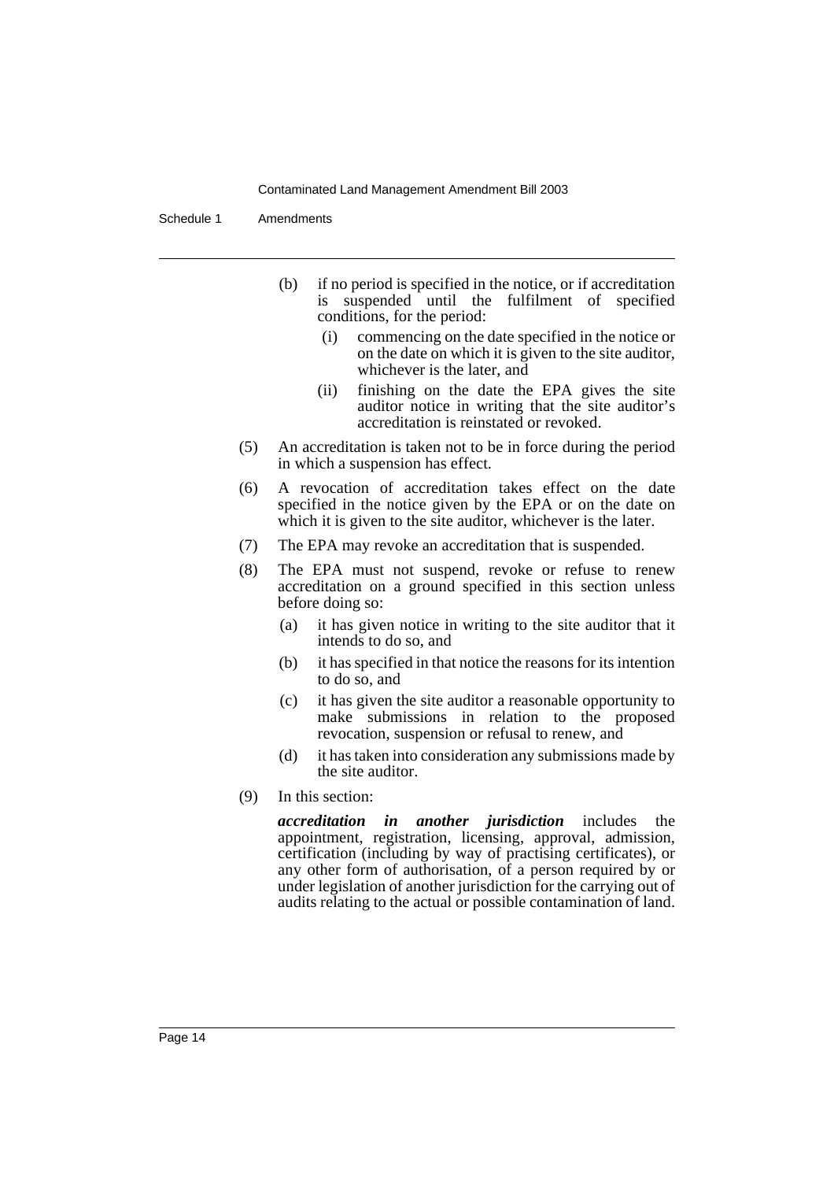(b) if no period is specified in the notice, or if accreditation is suspended until the fulfilment of specified conditions, for the period:

  (i) commencing on the date specified in the notice or on the date on which it is given to the site auditor, whichever is the later, and

  (ii) finishing on the date the EPA gives the site auditor notice in writing that the site auditor's accreditation is reinstated or revoked.

(5) An accreditation is taken not to be in force during the period in which a suspension has effect.

(6) A revocation of accreditation takes effect on the date specified in the notice given by the EPA or on the date on which it is given to the site auditor, whichever is the later.

(7) The EPA may revoke an accreditation that is suspended.

(8) The EPA must not suspend, revoke or refuse to renew accreditation on a ground specified in this section unless before doing so:

  (a) it has given notice in writing to the site auditor that it intends to do so, and

  (b) it has specified in that notice the reasons for its intention to do so, and

  (c) it has given the site auditor a reasonable opportunity to make submissions in relation to the proposed revocation, suspension or refusal to renew, and

  (d) it has taken into consideration any submissions made by the site auditor.

(9) In this section:

***accreditation in another jurisdiction*** includes the appointment, registration, licensing, approval, admission, certification (including by way of practising certificates), or any other form of authorisation, of a person required by or under legislation of another jurisdiction for the carrying out of audits relating to the actual or possible contamination of land.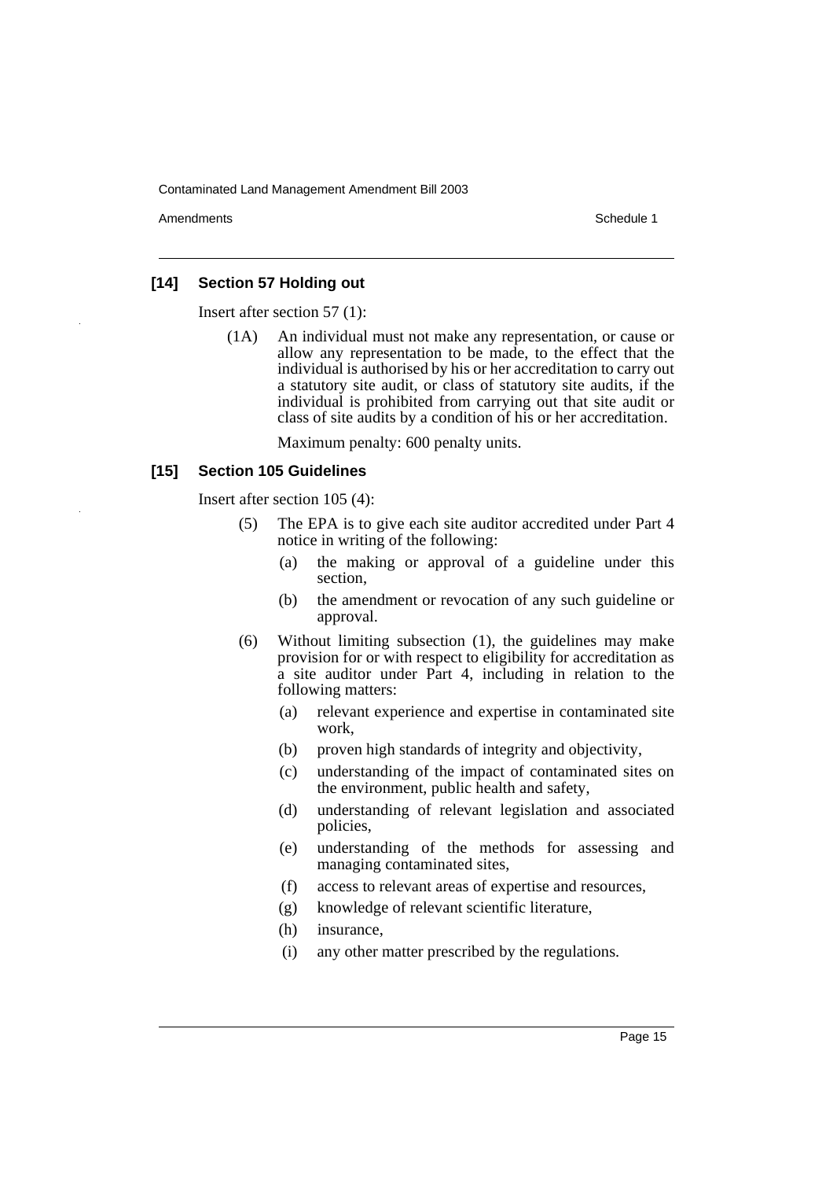### [14] Section 57 Holding out

Insert after section 57 (1):

(1A) An individual must not make any representation, or cause or allow any representation to be made, to the effect that the individual is authorised by his or her accreditation to carry out a statutory site audit, or class of statutory site audits, if the individual is prohibited from carrying out that site audit or class of site audits by a condition of his or her accreditation.

Maximum penalty: 600 penalty units.

### [15] Section 105 Guidelines

Insert after section 105 (4):

(5) The EPA is to give each site auditor accredited under Part 4 notice in writing of the following:

- (a) the making or approval of a guideline under this section,
- (b) the amendment or revocation of any such guideline or approval.

(6) Without limiting subsection (1), the guidelines may make provision for or with respect to eligibility for accreditation as a site auditor under Part 4, including in relation to the following matters:

- (a) relevant experience and expertise in contaminated site work,
- (b) proven high standards of integrity and objectivity,
- (c) understanding of the impact of contaminated sites on the environment, public health and safety,
- (d) understanding of relevant legislation and associated policies,
- (e) understanding of the methods for assessing and managing contaminated sites,
- (f) access to relevant areas of expertise and resources,
- (g) knowledge of relevant scientific literature,
- (h) insurance,
- (i) any other matter prescribed by the regulations.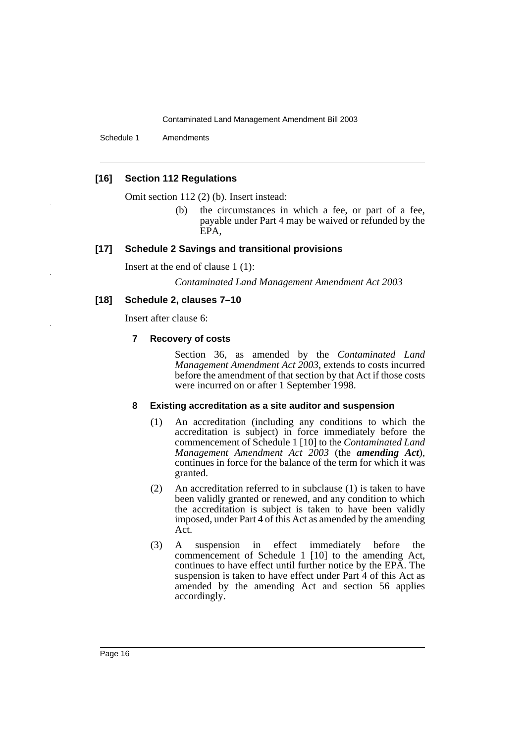### [16] Section 112 Regulations

Omit section 112 (2) (b). Insert instead:

> (b) the circumstances in which a fee, or part of a fee, payable under Part 4 may be waived or refunded by the EPA,

### [17] Schedule 2 Savings and transitional provisions

Insert at the end of clause 1 (1):

> *Contaminated Land Management Amendment Act 2003*

### [18] Schedule 2, clauses 7–10

Insert after clause 6:

#### 7 Recovery of costs

Section 36, as amended by the *Contaminated Land Management Amendment Act 2003*, extends to costs incurred before the amendment of that section by that Act if those costs were incurred on or after 1 September 1998.

#### 8 Existing accreditation as a site auditor and suspension

(1) An accreditation (including any conditions to which the accreditation is subject) in force immediately before the commencement of Schedule 1 [10] to the *Contaminated Land Management Amendment Act 2003* (the ***amending Act***), continues in force for the balance of the term for which it was granted.

(2) An accreditation referred to in subclause (1) is taken to have been validly granted or renewed, and any condition to which the accreditation is subject is taken to have been validly imposed, under Part 4 of this Act as amended by the amending Act.

(3) A suspension in effect immediately before the commencement of Schedule 1 [10] to the amending Act, continues to have effect until further notice by the EPA. The suspension is taken to have effect under Part 4 of this Act as amended by the amending Act and section 56 applies accordingly.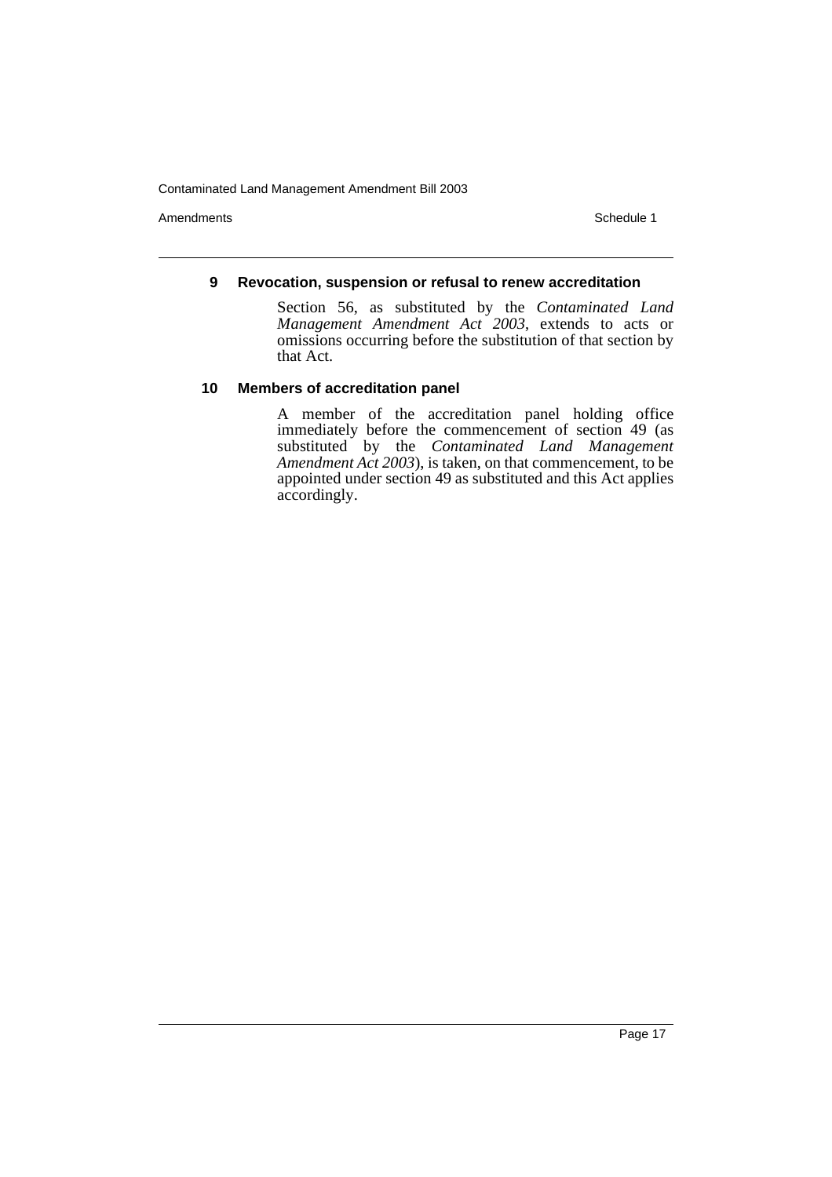### 9 Revocation, suspension or refusal to renew accreditation

Section 56, as substituted by the *Contaminated Land Management Amendment Act 2003*, extends to acts or omissions occurring before the substitution of that section by that Act.

### 10 Members of accreditation panel

A member of the accreditation panel holding office immediately before the commencement of section 49 (as substituted by the *Contaminated Land Management Amendment Act 2003*), is taken, on that commencement, to be appointed under section 49 as substituted and this Act applies accordingly.